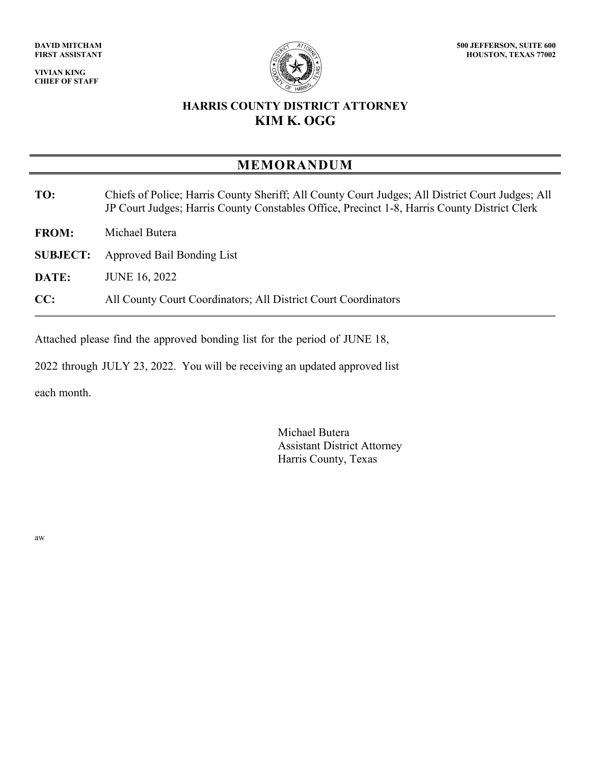**DAVID MITCHAM**
**FIRST ASSISTANT**

**VIVIAN KING**
**CHIEF OF STAFF**

**500 JEFFERSON, SUITE 600**
**HOUSTON, TEXAS 77002**

## HARRIS COUNTY DISTRICT ATTORNEY
## KIM K. OGG

# MEMORANDUM

**TO:** Chiefs of Police; Harris County Sheriff; All County Court Judges; All District Court Judges; All JP Court Judges; Harris County Constables Office, Precinct 1-8, Harris County District Clerk

**FROM:** Michael Butera

**SUBJECT:** Approved Bail Bonding List

**DATE:** JUNE 16, 2022

**CC:** All County Court Coordinators; All District Court Coordinators

---

Attached please find the approved bonding list for the period of JUNE 18, 2022 through JULY 23, 2022. You will be receiving an updated approved list each month.

Michael Butera
Assistant District Attorney
Harris County, Texas

aw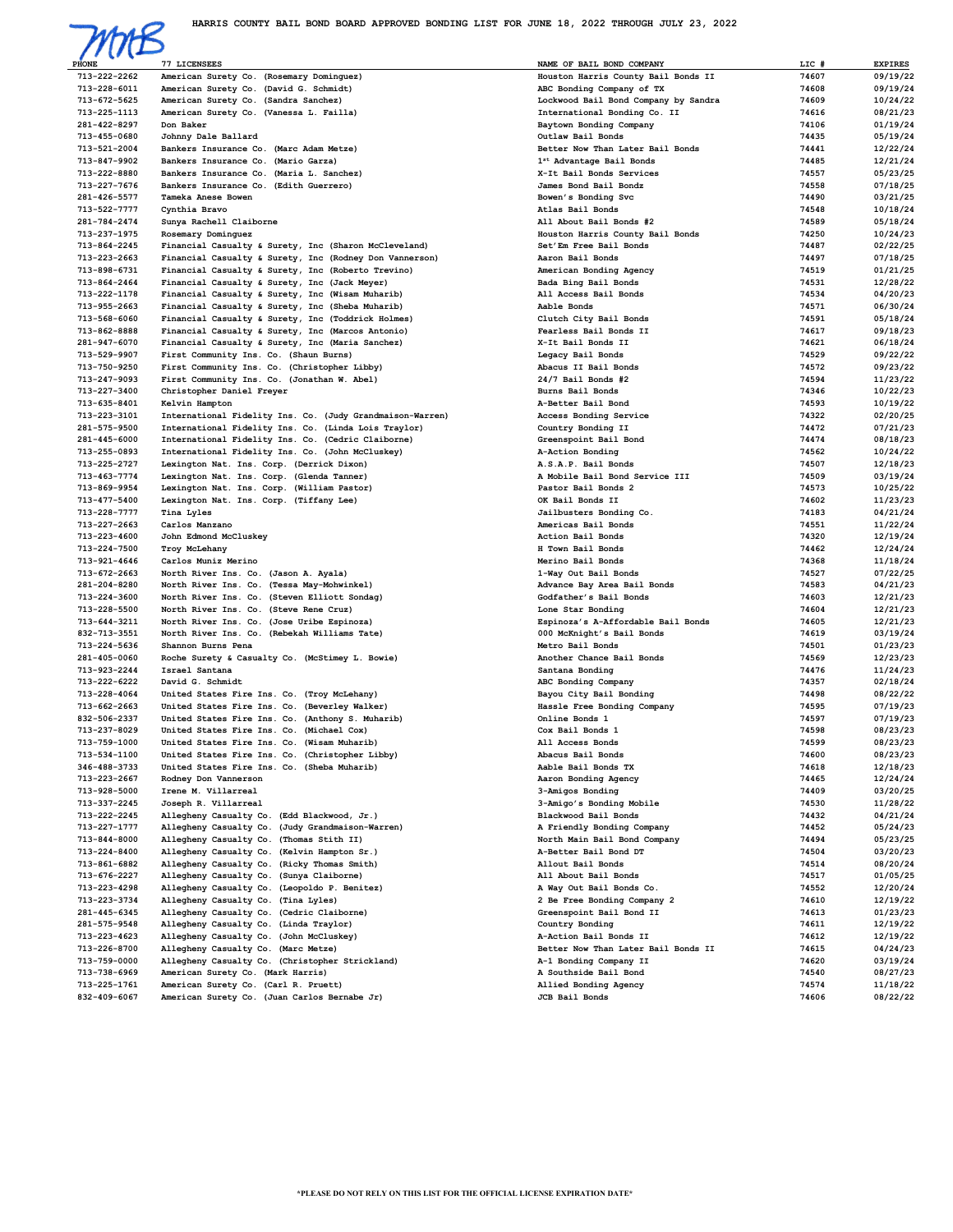HARRIS COUNTY BAIL BOND BOARD APPROVED BONDING LIST FOR JUNE 18, 2022 THROUGH JULY 23, 2022

| PHONE | 77 LICENSEES | NAME OF BAIL BOND COMPANY | LIC # | EXPIRES |
|---|---|---|---|---|
| 713-222-2262 | American Surety Co. (Rosemary Dominguez) | Houston Harris County Bail Bonds II | 74607 | 09/19/22 |
| 713-228-6011 | American Surety Co. (David G. Schmidt) | ABC Bonding Company of TX | 74608 | 09/19/24 |
| 713-672-5625 | American Surety Co. (Sandra Sanchez) | Lockwood Bail Bond Company by Sandra | 74609 | 10/24/22 |
| 713-225-1113 | American Surety Co. (Vanessa L. Failla) | International Bonding Co. II | 74616 | 08/21/23 |
| 281-422-8297 | Don Baker | Baytown Bonding Company | 74106 | 01/19/24 |
| 713-455-0680 | Johnny Dale Ballard | Outlaw Bail Bonds | 74435 | 05/19/24 |
| 713-521-2004 | Bankers Insurance Co. (Marc Adam Metze) | Better Now Than Later Bail Bonds | 74441 | 12/22/24 |
| 713-847-9902 | Bankers Insurance Co. (Mario Garza) | 1st Advantage Bail Bonds | 74485 | 12/21/24 |
| 713-222-8880 | Bankers Insurance Co. (Maria L. Sanchez) | X-It Bail Bonds Services | 74557 | 05/23/25 |
| 713-227-7676 | Bankers Insurance Co. (Edith Guerrero) | James Bond Bail Bondz | 74558 | 07/18/25 |
| 281-426-5577 | Tameka Anese Bowen | Bowen's Bonding Svc | 74490 | 03/21/25 |
| 713-522-7777 | Cynthia Bravo | Atlas Bail Bonds | 74548 | 10/18/24 |
| 281-784-2474 | Sunya Rachell Claiborne | All About Bail Bonds #2 | 74589 | 05/18/24 |
| 713-237-1975 | Rosemary Dominguez | Houston Harris County Bail Bonds | 74250 | 10/24/23 |
| 713-864-2245 | Financial Casualty & Surety, Inc (Sharon McCleveland) | Set'Em Free Bail Bonds | 74487 | 02/22/25 |
| 713-223-2663 | Financial Casualty & Surety, Inc (Rodney Don Vannerson) | Aaron Bail Bonds | 74497 | 07/18/25 |
| 713-898-6731 | Financial Casualty & Surety, Inc (Roberto Trevino) | American Bonding Agency | 74519 | 01/21/25 |
| 713-864-2464 | Financial Casualty & Surety, Inc (Jack Meyer) | Bada Bing Bail Bonds | 74531 | 12/28/22 |
| 713-222-1178 | Financial Casualty & Surety, Inc (Wisam Muharib) | All Access Bail Bonds | 74534 | 04/20/23 |
| 713-955-2663 | Financial Casualty & Surety, Inc (Sheba Muharib) | Aable Bonds | 74571 | 06/30/24 |
| 713-568-6060 | Financial Casualty & Surety, Inc (Toddrick Holmes) | Clutch City Bail Bonds | 74591 | 05/18/24 |
| 713-862-8888 | Financial Casualty & Surety, Inc (Marcos Antonio) | Fearless Bail Bonds II | 74617 | 09/18/23 |
| 281-947-6070 | Financial Casualty & Surety, Inc (Maria Sanchez) | X-It Bail Bonds II | 74621 | 06/18/24 |
| 713-529-9907 | First Community Ins. Co. (Shaun Burns) | Legacy Bail Bonds | 74529 | 09/22/22 |
| 713-750-9250 | First Community Ins. Co. (Christopher Libby) | Abacus II Bail Bonds | 74572 | 09/23/22 |
| 713-247-9093 | First Community Ins. Co. (Jonathan W. Abel) | 24/7 Bail Bonds #2 | 74594 | 11/23/22 |
| 713-227-3400 | Christopher Daniel Freyer | Burns Bail Bonds | 74346 | 10/22/23 |
| 713-635-8401 | Kelvin Hampton | A-Better Bail Bond | 74593 | 10/19/22 |
| 713-223-3101 | International Fidelity Ins. Co. (Judy Grandmaison-Warren) | Access Bonding Service | 74322 | 02/20/25 |
| 281-575-9500 | International Fidelity Ins. Co. (Linda Lois Traylor) | Country Bonding II | 74472 | 07/21/23 |
| 281-445-6000 | International Fidelity Ins. Co. (Cedric Claiborne) | Greenspoint Bail Bond | 74474 | 08/18/23 |
| 713-255-0893 | International Fidelity Ins. Co. (John McCluskey) | A-Action Bonding | 74562 | 10/24/22 |
| 713-225-2727 | Lexington Nat. Ins. Corp. (Derrick Dixon) | A.S.A.P. Bail Bonds | 74507 | 12/18/23 |
| 713-463-7774 | Lexington Nat. Ins. Corp. (Glenda Tanner) | A Mobile Bail Bond Service III | 74509 | 03/19/24 |
| 713-869-9954 | Lexington Nat. Ins. Corp. (William Pastor) | Pastor Bail Bonds 2 | 74573 | 10/25/22 |
| 713-477-5400 | Lexington Nat. Ins. Corp. (Tiffany Lee) | OK Bail Bonds II | 74602 | 11/23/23 |
| 713-228-7777 | Tina Lyles | Jailbusters Bonding Co. | 74183 | 04/21/24 |
| 713-227-2663 | Carlos Manzano | Americas Bail Bonds | 74551 | 11/22/24 |
| 713-223-4600 | John Edmond McCluskey | Action Bail Bonds | 74320 | 12/19/24 |
| 713-224-7500 | Troy McLehany | H Town Bail Bonds | 74462 | 12/24/24 |
| 713-921-4646 | Carlos Muniz Merino | Merino Bail Bonds | 74368 | 11/18/24 |
| 713-672-2663 | North River Ins. Co. (Jason A. Ayala) | 1-Way Out Bail Bonds | 74527 | 07/22/25 |
| 281-204-8280 | North River Ins. Co. (Tessa May-Mohwinkel) | Advance Bay Area Bail Bonds | 74583 | 04/21/23 |
| 713-224-3600 | North River Ins. Co. (Steven Elliott Sondag) | Godfather's Bail Bonds | 74603 | 12/21/23 |
| 713-228-5500 | North River Ins. Co. (Steve Rene Cruz) | Lone Star Bonding | 74604 | 12/21/23 |
| 713-644-3211 | North River Ins. Co. (Jose Uribe Espinoza) | Espinoza's A-Affordable Bail Bonds | 74605 | 12/21/23 |
| 832-713-3551 | North River Ins. Co. (Rebekah Williams Tate) | 000 McKnight's Bail Bonds | 74619 | 03/19/24 |
| 713-224-5636 | Shannon Burns Pena | Metro Bail Bonds | 74501 | 01/23/23 |
| 281-405-0060 | Roche Surety & Casualty Co. (McStimey L. Bowie) | Another Chance Bail Bonds | 74569 | 12/23/23 |
| 713-923-2244 | Israel Santana | Santana Bonding | 74476 | 11/24/23 |
| 713-222-6222 | David G. Schmidt | ABC Bonding Company | 74357 | 02/18/24 |
| 713-228-4064 | United States Fire Ins. Co. (Troy McLehany) | Bayou City Bail Bonding | 74498 | 08/22/22 |
| 713-662-2663 | United States Fire Ins. Co. (Beverley Walker) | Hassle Free Bonding Company | 74595 | 07/19/23 |
| 832-506-2337 | United States Fire Ins. Co. (Anthony S. Muharib) | Online Bonds 1 | 74597 | 07/19/23 |
| 713-237-8029 | United States Fire Ins. Co. (Michael Cox) | Cox Bail Bonds 1 | 74598 | 08/23/23 |
| 713-759-1000 | United States Fire Ins. Co. (Wisam Muharib) | All Access Bonds | 74599 | 08/23/23 |
| 713-534-1100 | United States Fire Ins. Co. (Christopher Libby) | Abacus Bail Bonds | 74600 | 08/23/23 |
| 346-488-3733 | United States Fire Ins. Co. (Sheba Muharib) | Aable Bail Bonds TX | 74618 | 12/18/23 |
| 713-223-2667 | Rodney Don Vannerson | Aaron Bonding Agency | 74465 | 12/24/24 |
| 713-928-5000 | Irene M. Villarreal | 3-Amigos Bonding | 74409 | 03/20/25 |
| 713-337-2245 | Joseph R. Villarreal | 3-Amigo's Bonding Mobile | 74530 | 11/28/22 |
| 713-222-2245 | Allegheny Casualty Co. (Edd Blackwood, Jr.) | Blackwood Bail Bonds | 74432 | 04/21/24 |
| 713-227-1777 | Allegheny Casualty Co. (Judy Grandmaison-Warren) | A Friendly Bonding Company | 74452 | 05/24/23 |
| 713-844-8000 | Allegheny Casualty Co. (Thomas Stith II) | North Main Bail Bond Company | 74494 | 05/23/25 |
| 713-224-8400 | Allegheny Casualty Co. (Kelvin Hampton Sr.) | A-Better Bail Bond DT | 74504 | 03/20/23 |
| 713-861-6882 | Allegheny Casualty Co. (Ricky Thomas Smith) | Allout Bail Bonds | 74514 | 08/20/24 |
| 713-676-2227 | Allegheny Casualty Co. (Sunya Claiborne) | All About Bail Bonds | 74517 | 01/05/25 |
| 713-223-4298 | Allegheny Casualty Co. (Leopoldo P. Benitez) | A Way Out Bail Bonds Co. | 74552 | 12/20/24 |
| 713-223-3734 | Allegheny Casualty Co. (Tina Lyles) | 2 Be Free Bonding Company 2 | 74610 | 12/19/22 |
| 281-445-6345 | Allegheny Casualty Co. (Cedric Claiborne) | Greenspoint Bail Bond II | 74613 | 01/23/23 |
| 281-575-9548 | Allegheny Casualty Co. (Linda Traylor) | Country Bonding | 74611 | 12/19/22 |
| 713-223-4623 | Allegheny Casualty Co. (John McCluskey) | A-Action Bail Bonds II | 74612 | 12/19/22 |
| 713-226-8700 | Allegheny Casualty Co. (Marc Metze) | Better Now Than Later Bail Bonds II | 74615 | 04/24/23 |
| 713-759-0000 | Allegheny Casualty Co. (Christopher Strickland) | A-1 Bonding Company II | 74620 | 03/19/24 |
| 713-738-6969 | American Surety Co. (Mark Harris) | A Southside Bail Bond | 74540 | 08/27/23 |
| 713-225-1761 | American Surety Co. (Carl R. Pruett) | Allied Bonding Agency | 74574 | 11/18/22 |
| 832-409-6067 | American Surety Co. (Juan Carlos Bernabe Jr) | JCB Bail Bonds | 74606 | 08/22/22 |

*PLEASE DO NOT RELY ON THIS LIST FOR THE OFFICIAL LICENSE EXPIRATION DATE*